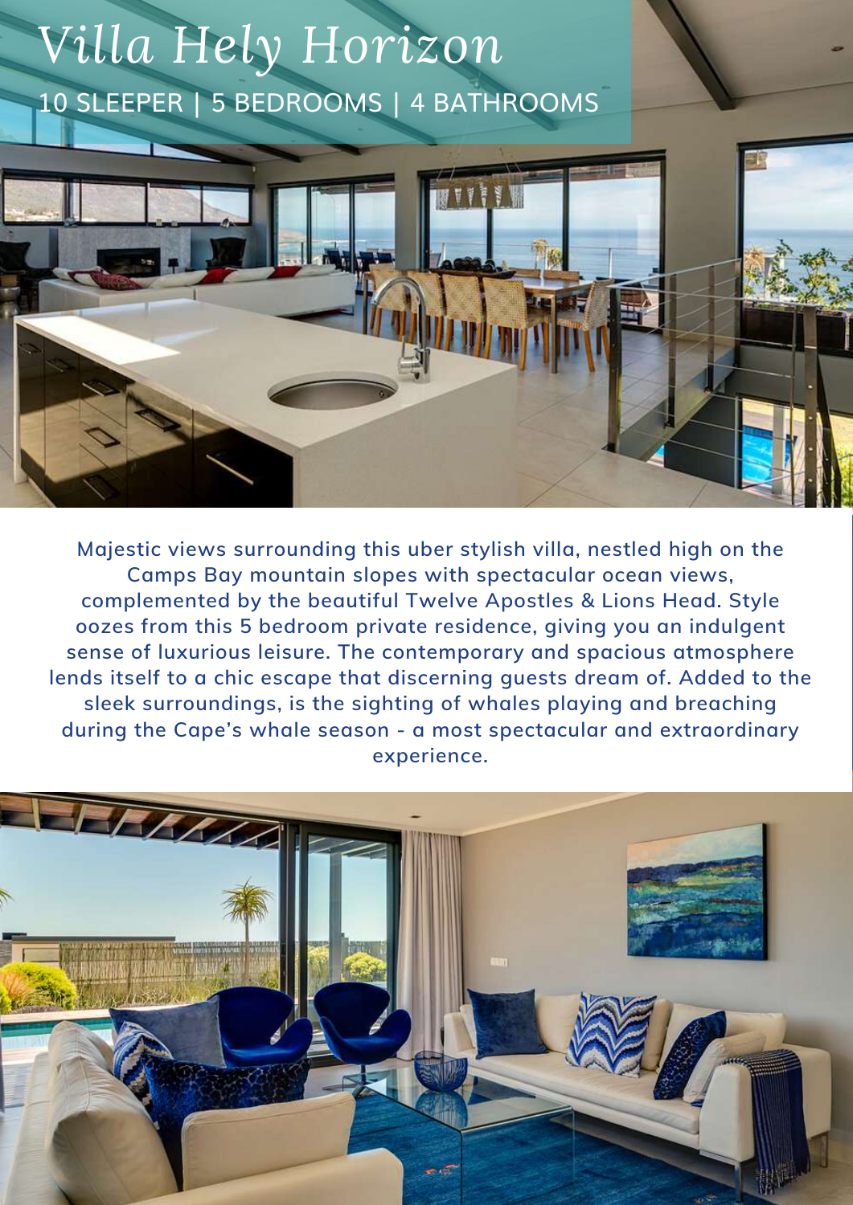# *Villa Hely Horizon*

## 10 SLEEPER | 5 BEDROOMS | 4 BATHROOMS

**Majestic views surrounding this uber stylish villa, nestled high on the Camps Bay mountain slopes with spectacular ocean views, complemented by the beautiful Twelve Apostles & Lions Head. Style oozes from this 5 bedroom private residence, giving you an indulgent sense of luxurious leisure. The contemporary and spacious atmosphere lends itself to a chic escape that discerning guests dream of. Added to the sleek surroundings, is the sighting of whales playing and breaching during the Cape's whale season - a most spectacular and extraordinary experience.**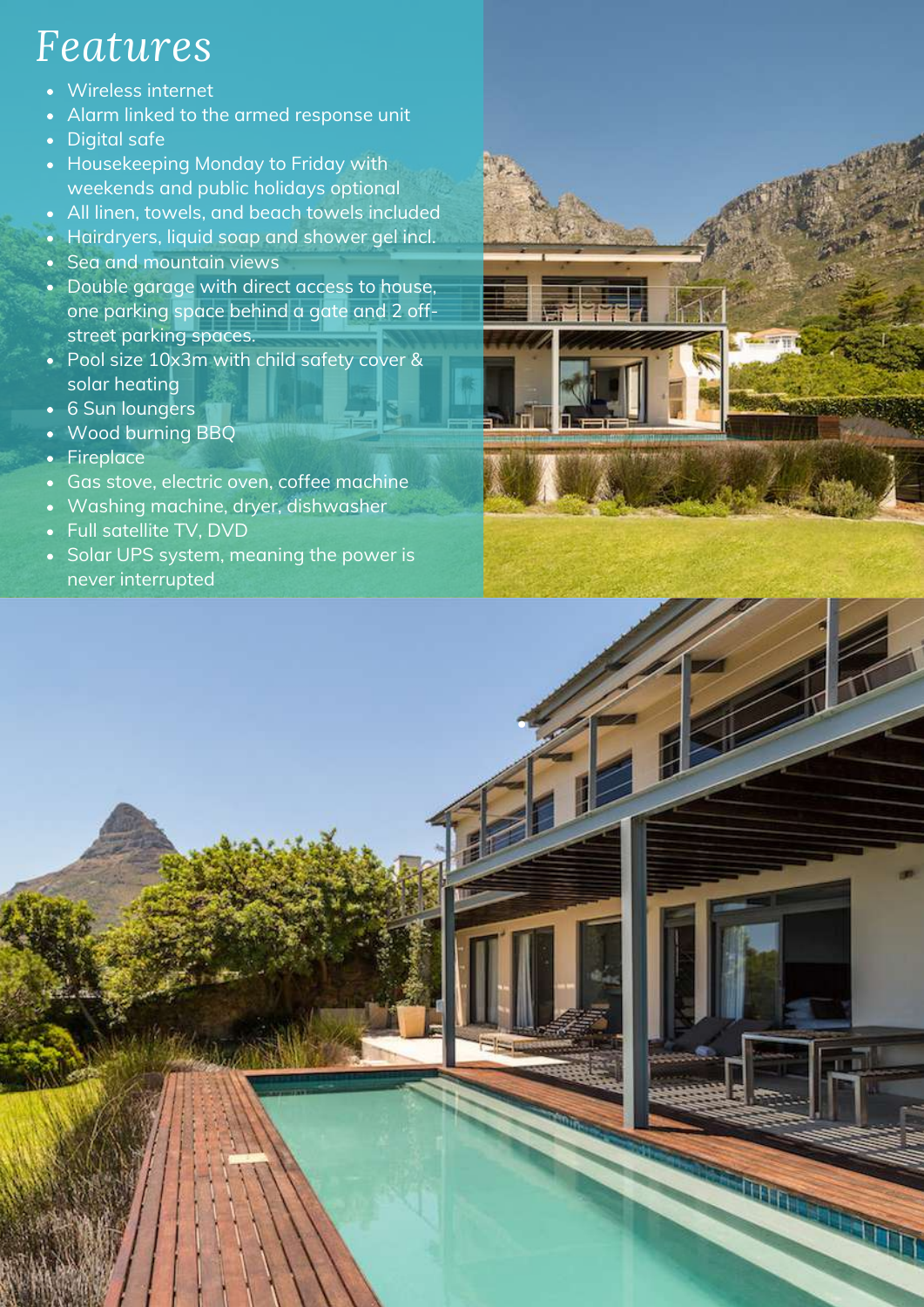# *Features*

- Wireless internet
- Alarm linked to the armed response unit
- Digital safe
- Housekeeping Monday to Friday with weekends and public holidays optional
- All linen, towels, and beach towels included
- Hairdryers, liquid soap and shower gel incl.
- Sea and mountain views
- Double garage with direct access to house, one parking space behind a gate and 2 off-street parking spaces.
- Pool size 10x3m with child safety cover & solar heating
- 6 Sun loungers
- Wood burning BBQ
- Fireplace
- Gas stove, electric oven, coffee machine
- Washing machine, dryer, dishwasher
- Full satellite TV, DVD
- Solar UPS system, meaning the power is never interrupted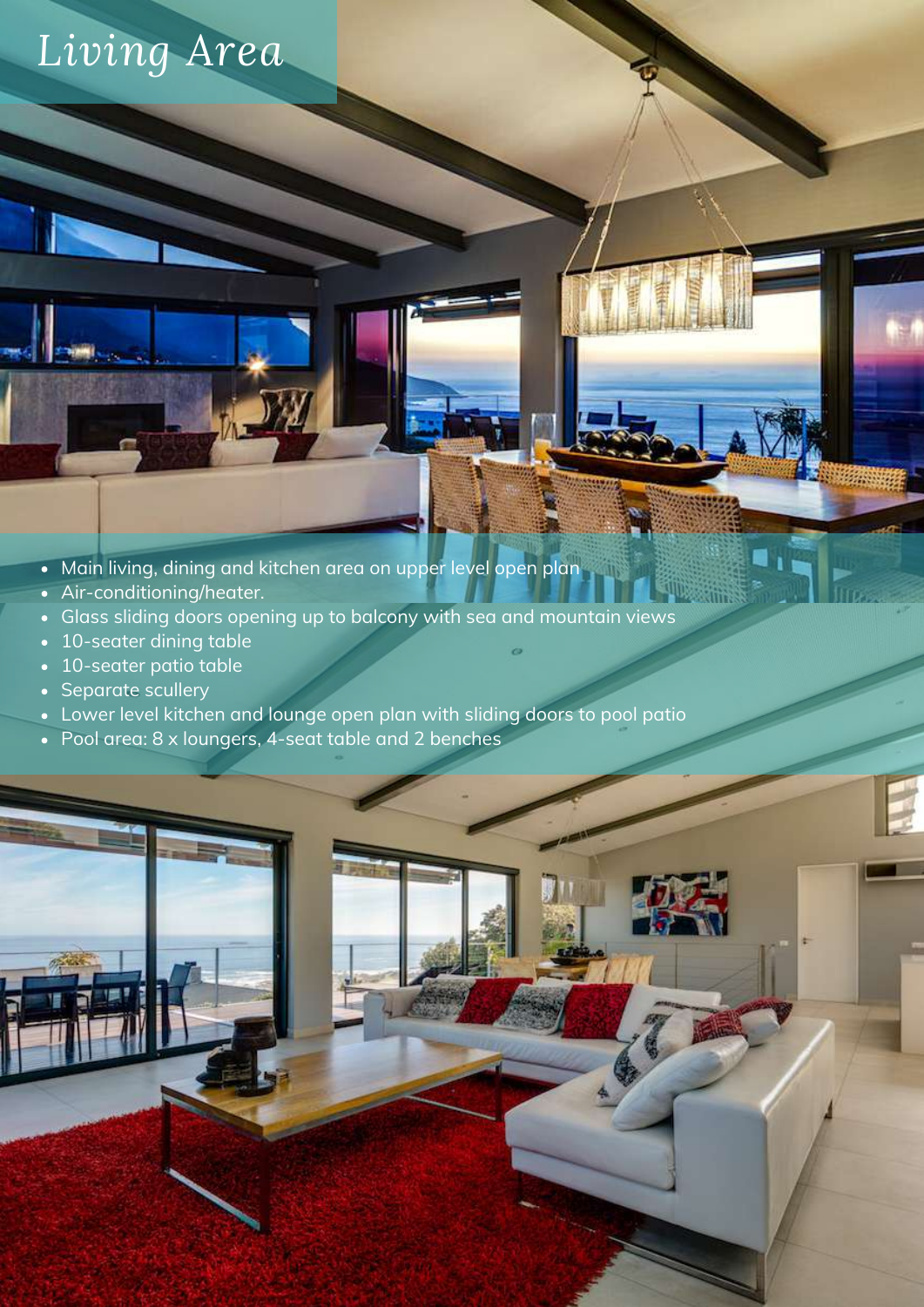# *Living Area*

- Main living, dining and kitchen area on upper level open plan
- Air-conditioning/heater.
- Glass sliding doors opening up to balcony with sea and mountain views
- 10-seater dining table
- 10-seater patio table
- Separate scullery
- Lower level kitchen and lounge open plan with sliding doors to pool patio
- Pool area: 8 x loungers, 4-seat table and 2 benches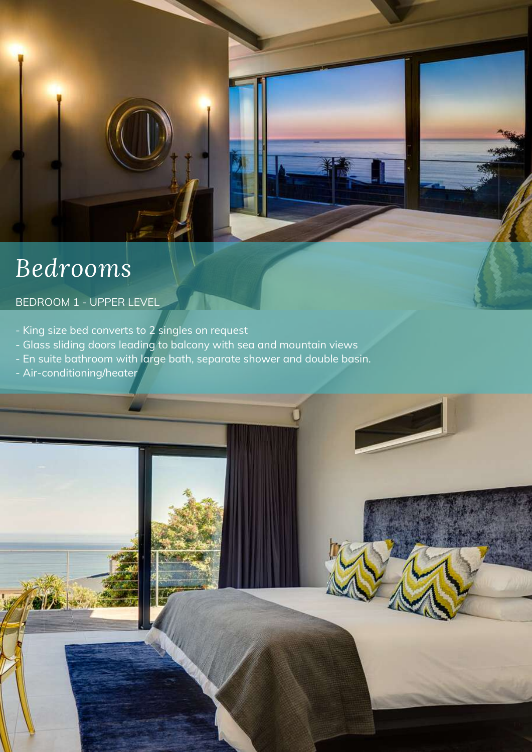# *Bedrooms*

BEDROOM 1 - UPPER LEVEL

- King size bed converts to 2 singles on request
- Glass sliding doors leading to balcony with sea and mountain views
- En suite bathroom with large bath, separate shower and double basin.
- Air-conditioning/heater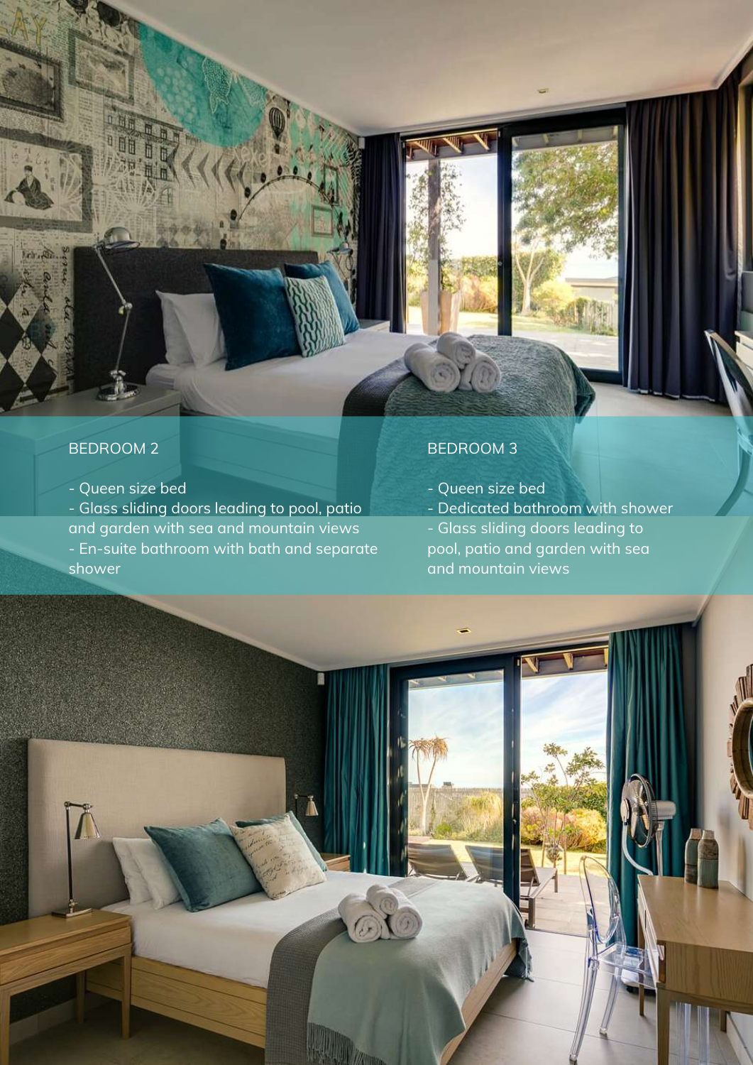## BEDROOM 2

- Queen size bed
- Glass sliding doors leading to pool, patio and garden with sea and mountain views
- En-suite bathroom with bath and separate shower

## BEDROOM 3

- Queen size bed
- Dedicated bathroom with shower
- Glass sliding doors leading to pool, patio and garden with sea and mountain views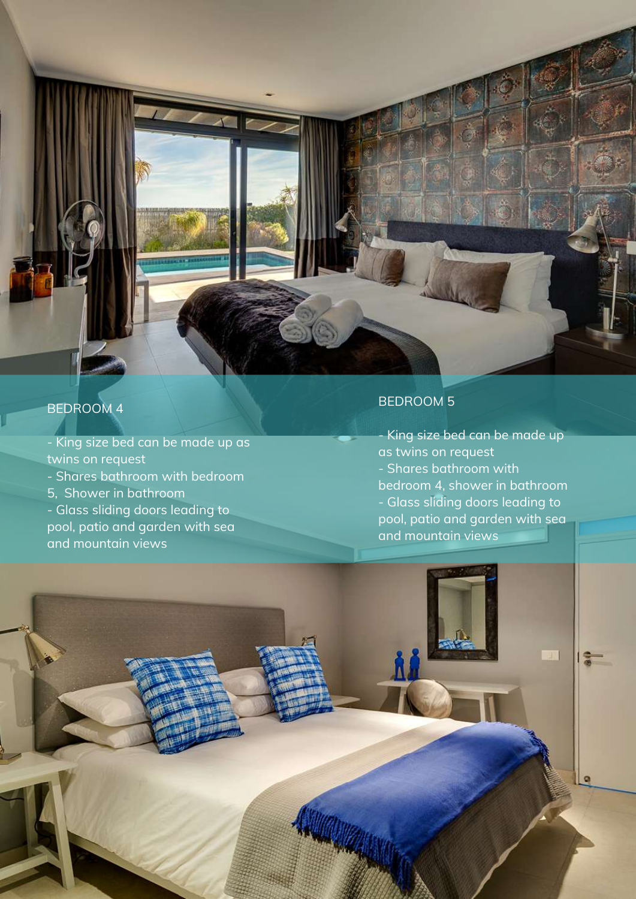## BEDROOM 4

- King size bed can be made up as twins on request
- Shares bathroom with bedroom 5, Shower in bathroom
- Glass sliding doors leading to pool, patio and garden with sea and mountain views

## BEDROOM 5

- King size bed can be made up as twins on request
- Shares bathroom with bedroom 4, shower in bathroom
- Glass sliding doors leading to pool, patio and garden with sea and mountain views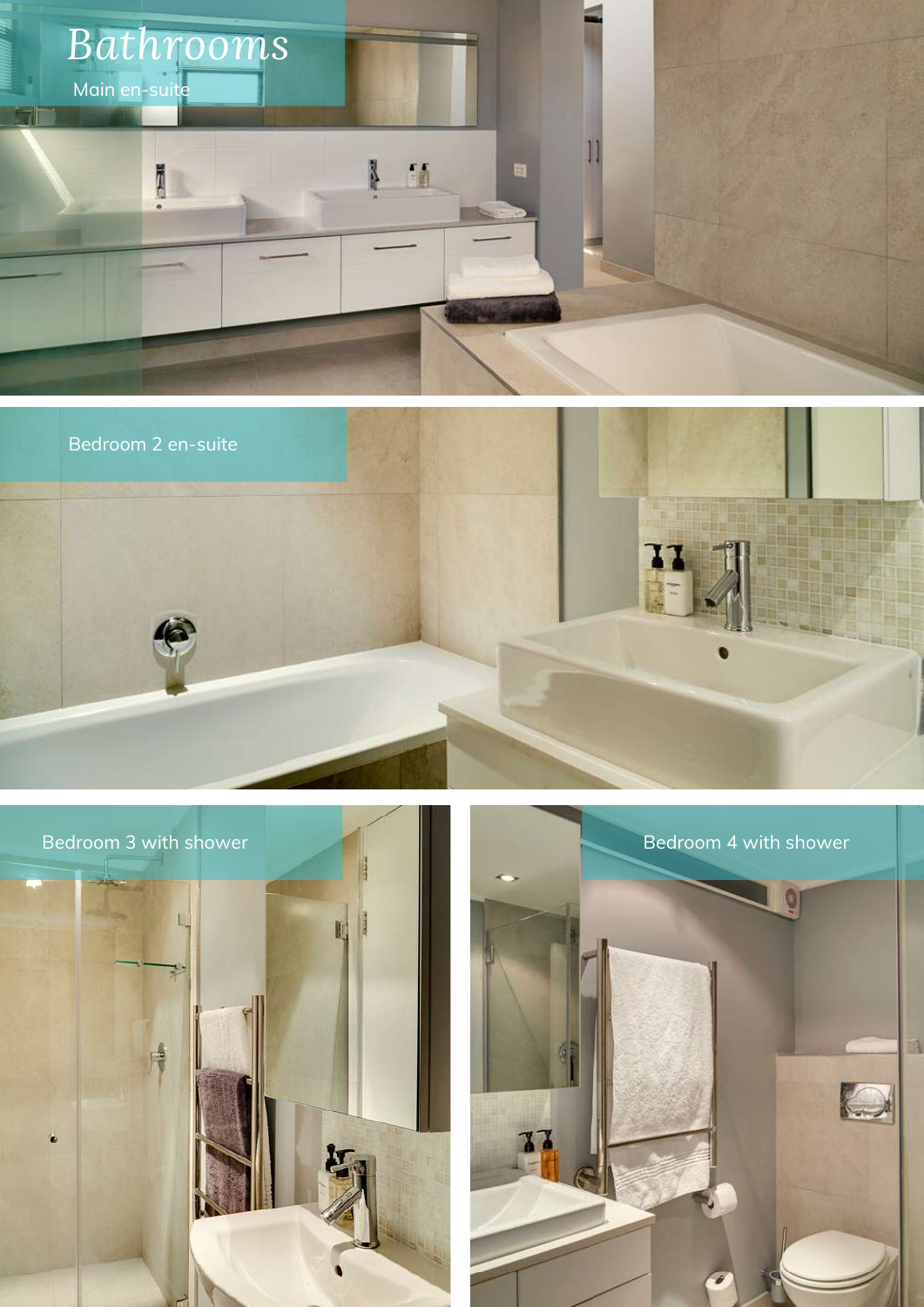# Bathrooms

Main en-suite

Bedroom 2 en-suite

Bedroom 3 with shower

Bedroom 4 with shower